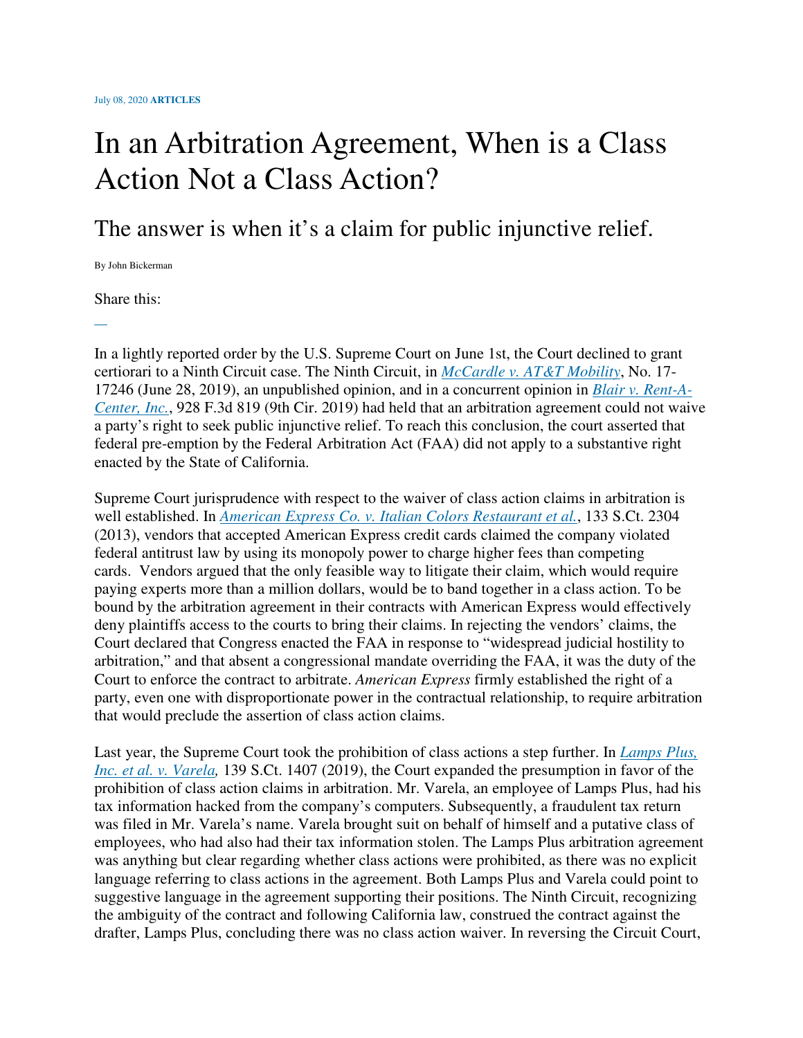July 08, 2020 **ARTICLES**

# In an Arbitration Agreement, When is a Class Action Not a Class Action?

## The answer is when it's a claim for public injunctive relief.

By John Bickerman

Share this:

—

In a lightly reported order by the U.S. Supreme Court on June 1st, the Court declined to grant certiorari to a Ninth Circuit case. The Ninth Circuit, in *McCardle v. AT&T Mobility*, No. 17-17246 (June 28, 2019), an unpublished opinion, and in a concurrent opinion in *Blair v. Rent-A-Center, Inc.*, 928 F.3d 819 (9th Cir. 2019) had held that an arbitration agreement could not waive a party's right to seek public injunctive relief. To reach this conclusion, the court asserted that federal pre-emption by the Federal Arbitration Act (FAA) did not apply to a substantive right enacted by the State of California.

Supreme Court jurisprudence with respect to the waiver of class action claims in arbitration is well established. In *American Express Co. v. Italian Colors Restaurant et al.*, 133 S.Ct. 2304 (2013), vendors that accepted American Express credit cards claimed the company violated federal antitrust law by using its monopoly power to charge higher fees than competing cards. Vendors argued that the only feasible way to litigate their claim, which would require paying experts more than a million dollars, would be to band together in a class action. To be bound by the arbitration agreement in their contracts with American Express would effectively deny plaintiffs access to the courts to bring their claims. In rejecting the vendors' claims, the Court declared that Congress enacted the FAA in response to "widespread judicial hostility to arbitration," and that absent a congressional mandate overriding the FAA, it was the duty of the Court to enforce the contract to arbitrate. *American Express* firmly established the right of a party, even one with disproportionate power in the contractual relationship, to require arbitration that would preclude the assertion of class action claims.

Last year, the Supreme Court took the prohibition of class actions a step further. In *Lamps Plus, Inc. et al. v. Varela,* 139 S.Ct. 1407 (2019), the Court expanded the presumption in favor of the prohibition of class action claims in arbitration. Mr. Varela, an employee of Lamps Plus, had his tax information hacked from the company's computers. Subsequently, a fraudulent tax return was filed in Mr. Varela's name. Varela brought suit on behalf of himself and a putative class of employees, who had also had their tax information stolen. The Lamps Plus arbitration agreement was anything but clear regarding whether class actions were prohibited, as there was no explicit language referring to class actions in the agreement. Both Lamps Plus and Varela could point to suggestive language in the agreement supporting their positions. The Ninth Circuit, recognizing the ambiguity of the contract and following California law, construed the contract against the drafter, Lamps Plus, concluding there was no class action waiver. In reversing the Circuit Court,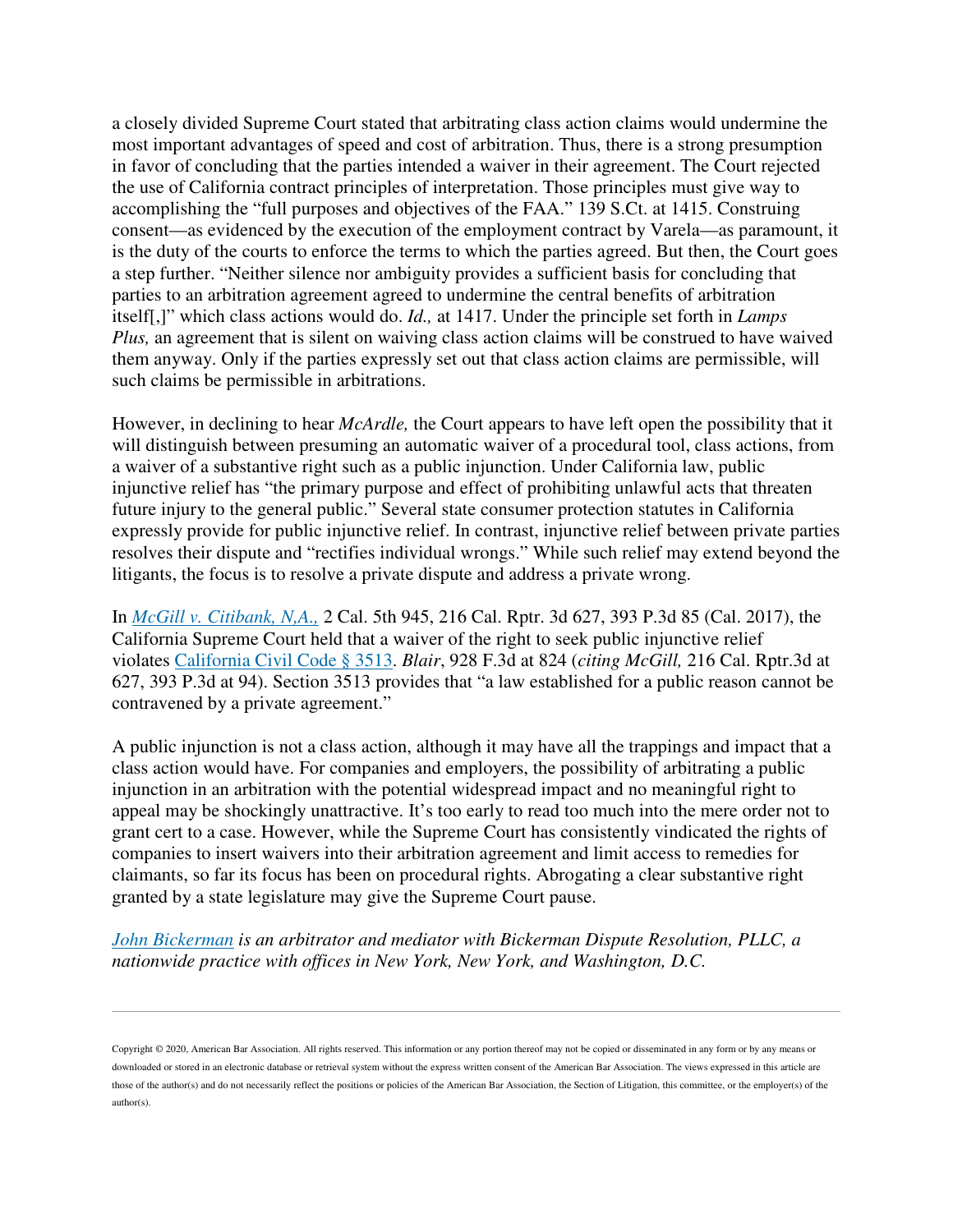a closely divided Supreme Court stated that arbitrating class action claims would undermine the most important advantages of speed and cost of arbitration. Thus, there is a strong presumption in favor of concluding that the parties intended a waiver in their agreement. The Court rejected the use of California contract principles of interpretation. Those principles must give way to accomplishing the "full purposes and objectives of the FAA." 139 S.Ct. at 1415. Construing consent—as evidenced by the execution of the employment contract by Varela—as paramount, it is the duty of the courts to enforce the terms to which the parties agreed. But then, the Court goes a step further. "Neither silence nor ambiguity provides a sufficient basis for concluding that parties to an arbitration agreement agreed to undermine the central benefits of arbitration itself[,]" which class actions would do. *Id.,* at 1417. Under the principle set forth in *Lamps Plus,* an agreement that is silent on waiving class action claims will be construed to have waived them anyway. Only if the parties expressly set out that class action claims are permissible, will such claims be permissible in arbitrations.

However, in declining to hear *McArdle,* the Court appears to have left open the possibility that it will distinguish between presuming an automatic waiver of a procedural tool, class actions, from a waiver of a substantive right such as a public injunction. Under California law, public injunctive relief has "the primary purpose and effect of prohibiting unlawful acts that threaten future injury to the general public." Several state consumer protection statutes in California expressly provide for public injunctive relief. In contrast, injunctive relief between private parties resolves their dispute and "rectifies individual wrongs." While such relief may extend beyond the litigants, the focus is to resolve a private dispute and address a private wrong.

In *McGill v. Citibank, N,A.,* 2 Cal. 5th 945, 216 Cal. Rptr. 3d 627, 393 P.3d 85 (Cal. 2017), the California Supreme Court held that a waiver of the right to seek public injunctive relief violates California Civil Code § 3513. *Blair*, 928 F.3d at 824 (*citing McGill,* 216 Cal. Rptr.3d at 627, 393 P.3d at 94). Section 3513 provides that "a law established for a public reason cannot be contravened by a private agreement."

A public injunction is not a class action, although it may have all the trappings and impact that a class action would have. For companies and employers, the possibility of arbitrating a public injunction in an arbitration with the potential widespread impact and no meaningful right to appeal may be shockingly unattractive. It's too early to read too much into the mere order not to grant cert to a case. However, while the Supreme Court has consistently vindicated the rights of companies to insert waivers into their arbitration agreement and limit access to remedies for claimants, so far its focus has been on procedural rights. Abrogating a clear substantive right granted by a state legislature may give the Supreme Court pause.

*John Bickerman is an arbitrator and mediator with Bickerman Dispute Resolution, PLLC, a nationwide practice with offices in New York, New York, and Washington, D.C.*

---

Copyright © 2020, American Bar Association. All rights reserved. This information or any portion thereof may not be copied or disseminated in any form or by any means or downloaded or stored in an electronic database or retrieval system without the express written consent of the American Bar Association. The views expressed in this article are those of the author(s) and do not necessarily reflect the positions or policies of the American Bar Association, the Section of Litigation, this committee, or the employer(s) of the author(s).